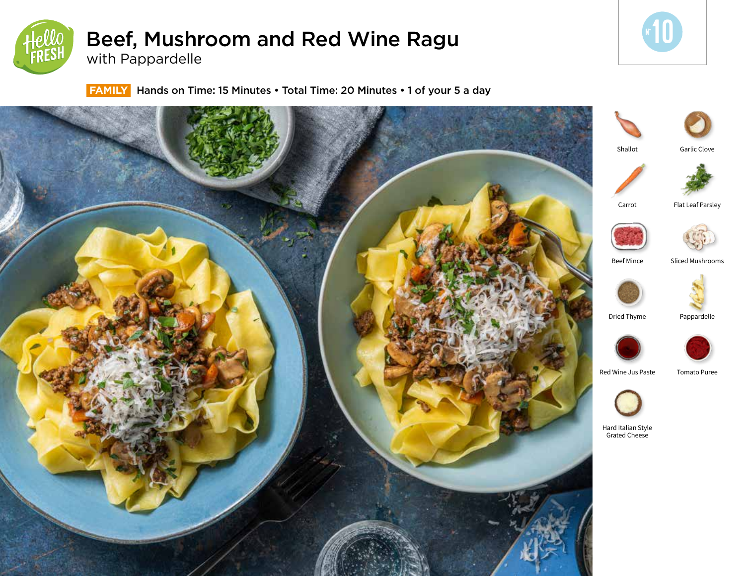# Beef, Mushroom and Red Wine Ragu

## with Pappardelle

**FAMILY** Hands on Time: 15 Minutes • Total Time: 20 Minutes • 1 of your 5 a day

N° 10

- Shallot
- Garlic Clove
- Carrot
- Flat Leaf Parsley
- Beef Mince
- Sliced Mushrooms
- Dried Thyme
- Pappardelle
- Red Wine Jus Paste
- Tomato Puree
- Hard Italian Style Grated Cheese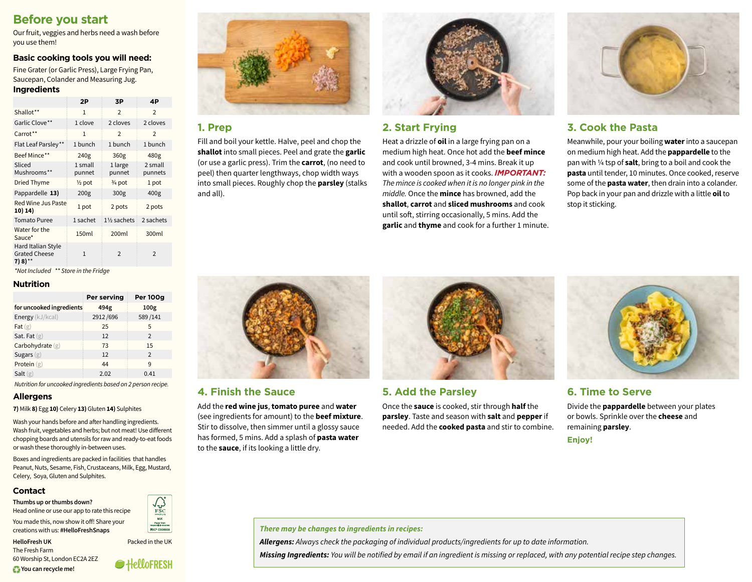## Before you start

Our fruit, veggies and herbs need a wash before you use them!

### Basic cooking tools you will need:

Fine Grater (or Garlic Press), Large Frying Pan, Saucepan, Colander and Measuring Jug.

### Ingredients

| | 2P | 3P | 4P |
|---|---|---|---|
| Shallot** | 1 | 2 | 2 |
| Garlic Clove** | 1 clove | 2 cloves | 2 cloves |
| Carrot** | 1 | 2 | 2 |
| Flat Leaf Parsley** | 1 bunch | 1 bunch | 1 bunch |
| Beef Mince** | 240g | 360g | 480g |
| Sliced Mushrooms** | 1 small punnet | 1 large punnet | 2 small punnets |
| Dried Thyme | ½ pot | ¾ pot | 1 pot |
| Pappardelle **13)** | 200g | 300g | 400g |
| Red Wine Jus Paste **10) 14)** | 1 pot | 2 pots | 2 pots |
| Tomato Puree | 1 sachet | 1½ sachets | 2 sachets |
| Water for the Sauce* | 150ml | 200ml | 300ml |
| Hard Italian Style Grated Cheese **7) 8)**** | 1 | 2 | 2 |

*\*Not Included \*\* Store in the Fridge*

### Nutrition

| | Per serving | Per 100g |
|---|---|---|
| **for uncooked ingredients** | 494g | 100g |
| Energy (kJ/kcal) | 2912 /696 | 589 /141 |
| Fat (g) | 25 | 5 |
| Sat. Fat (g) | 12 | 2 |
| Carbohydrate (g) | 73 | 15 |
| Sugars (g) | 12 | 2 |
| Protein (g) | 44 | 9 |
| Salt (g) | 2.02 | 0.41 |

*Nutrition for uncooked ingredients based on 2 person recipe.*

### Allergens

**7)** Milk **8)** Egg **10)** Celery **13)** Gluten **14)** Sulphites

Wash your hands before and after handling ingredients. Wash fruit, vegetables and herbs; but not meat! Use different chopping boards and utensils for raw and ready-to-eat foods or wash these thoroughly in-between uses.

Boxes and ingredients are packed in facilities that handles Peanut, Nuts, Sesame, Fish, Crustaceans, Milk, Egg, Mustard, Celery, Soya, Gluten and Sulphites.

### Contact

**Thumbs up or thumbs down?**
Head online or use our app to rate this recipe

You made this, now show it off! Share your creations with us: **#HelloFreshSnaps**

**HelloFresh UK**
The Fresh Farm
60 Worship St, London EC2A 2EZ

Packed in the UK

**You can recycle me!**

## 1. Prep

Fill and boil your kettle. Halve, peel and chop the **shallot** into small pieces. Peel and grate the **garlic** (or use a garlic press). Trim the **carrot**, (no need to peel) then quarter lengthways, chop width ways into small pieces. Roughly chop the **parsley** (stalks and all).

## 2. Start Frying

Heat a drizzle of **oil** in a large frying pan on a medium high heat. Once hot add the **beef mince** and cook until browned, 3-4 mins. Break it up with a wooden spoon as it cooks. ***IMPORTANT:*** *The mince is cooked when it is no longer pink in the middle.* Once the **mince** has browned, add the **shallot**, **carrot** and **sliced mushrooms** and cook until soft, stirring occasionally, 5 mins. Add the **garlic** and **thyme** and cook for a further 1 minute.

## 3. Cook the Pasta

Meanwhile, pour your boiling **water** into a saucepan on medium high heat. Add the **pappardelle** to the pan with ¼ tsp of **salt**, bring to a boil and cook the **pasta** until tender, 10 minutes. Once cooked, reserve some of the **pasta water**, then drain into a colander. Pop back in your pan and drizzle with a little **oil** to stop it sticking.

## 4. Finish the Sauce

Add the **red wine jus**, **tomato puree** and **water** (see ingredients for amount) to the **beef mixture**. Stir to dissolve, then simmer until a glossy sauce has formed, 5 mins. Add a splash of **pasta water** to the **sauce**, if its looking a little dry.

## 5. Add the Parsley

Once the **sauce** is cooked, stir through **half** the **parsley**. Taste and season with **salt** and **pepper** if needed. Add the **cooked pasta** and stir to combine.

## 6. Time to Serve

Divide the **pappardelle** between your plates or bowls. Sprinkle over the **cheese** and remaining **parsley**.

**Enjoy!**

***There may be changes to ingredients in recipes:***

***Allergens:*** *Always check the packaging of individual products/ingredients for up to date information.*

***Missing Ingredients:*** *You will be notified by email if an ingredient is missing or replaced, with any potential recipe step changes.*